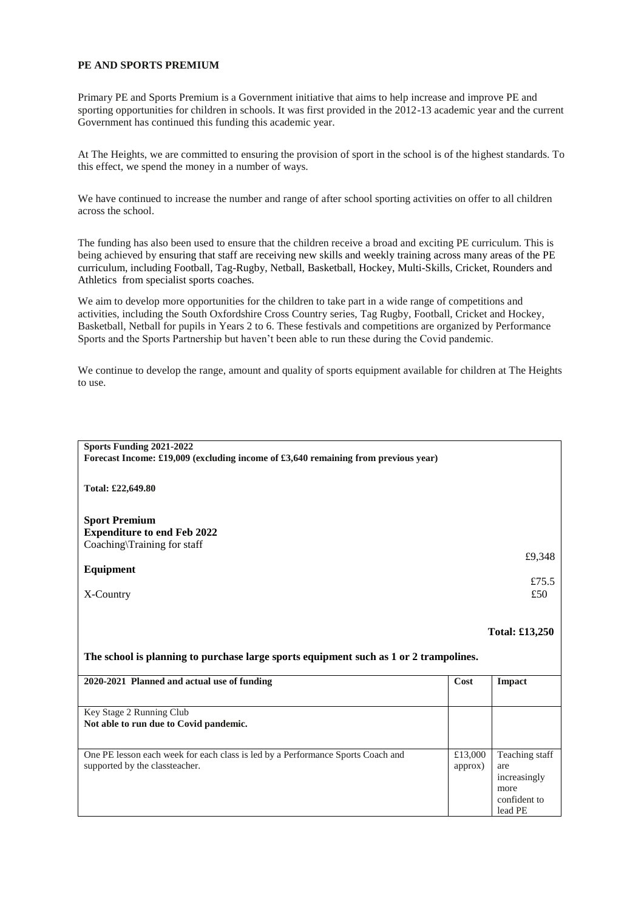**PE AND SPORTS PREMIUM**

Primary PE and Sports Premium is a Government initiative that aims to help increase and improve PE and sporting opportunities for children in schools. It was first provided in the 2012-13 academic year and the current Government has continued this funding this academic year.

At The Heights, we are committed to ensuring the provision of sport in the school is of the highest standards. To this effect, we spend the money in a number of ways.

We have continued to increase the number and range of after school sporting activities on offer to all children across the school.

The funding has also been used to ensure that the children receive a broad and exciting PE curriculum. This is being achieved by ensuring that staff are receiving new skills and weekly training across many areas of the PE curriculum, including Football, Tag-Rugby, Netball, Basketball, Hockey, Multi-Skills, Cricket, Rounders and Athletics from specialist sports coaches.

We aim to develop more opportunities for the children to take part in a wide range of competitions and activities, including the South Oxfordshire Cross Country series, Tag Rugby, Football, Cricket and Hockey, Basketball, Netball for pupils in Years 2 to 6. These festivals and competitions are organized by Performance Sports and the Sports Partnership but haven't been able to run these during the Covid pandemic.

We continue to develop the range, amount and quality of sports equipment available for children at The Heights to use.

| **Sports Funding 2021-2022** | |
|---|---|
| **Forecast Income: £19,009 (excluding income of £3,640 remaining from previous year)** | |
| **Total: £22,649.80** | |
| **Sport Premium** | |
| **Expenditure to end Feb 2022** | |
| Coaching\Training for staff | £9,348 |
| **Equipment** | £75.5 |
| X-Country | £50 |
| | **Total: £13,250** |
| **The school is planning to purchase large sports equipment such as 1 or 2 trampolines.** | |

| **2020-2021 Planned and actual use of funding** | **Cost** | **Impact** |
|---|---|---|
| Key Stage 2 Running Club<br>**Not able to run due to Covid pandemic.** | | |
| One PE lesson each week for each class is led by a Performance Sports Coach and supported by the classteacher. | £13,000 approx) | Teaching staff are increasingly more confident to lead PE |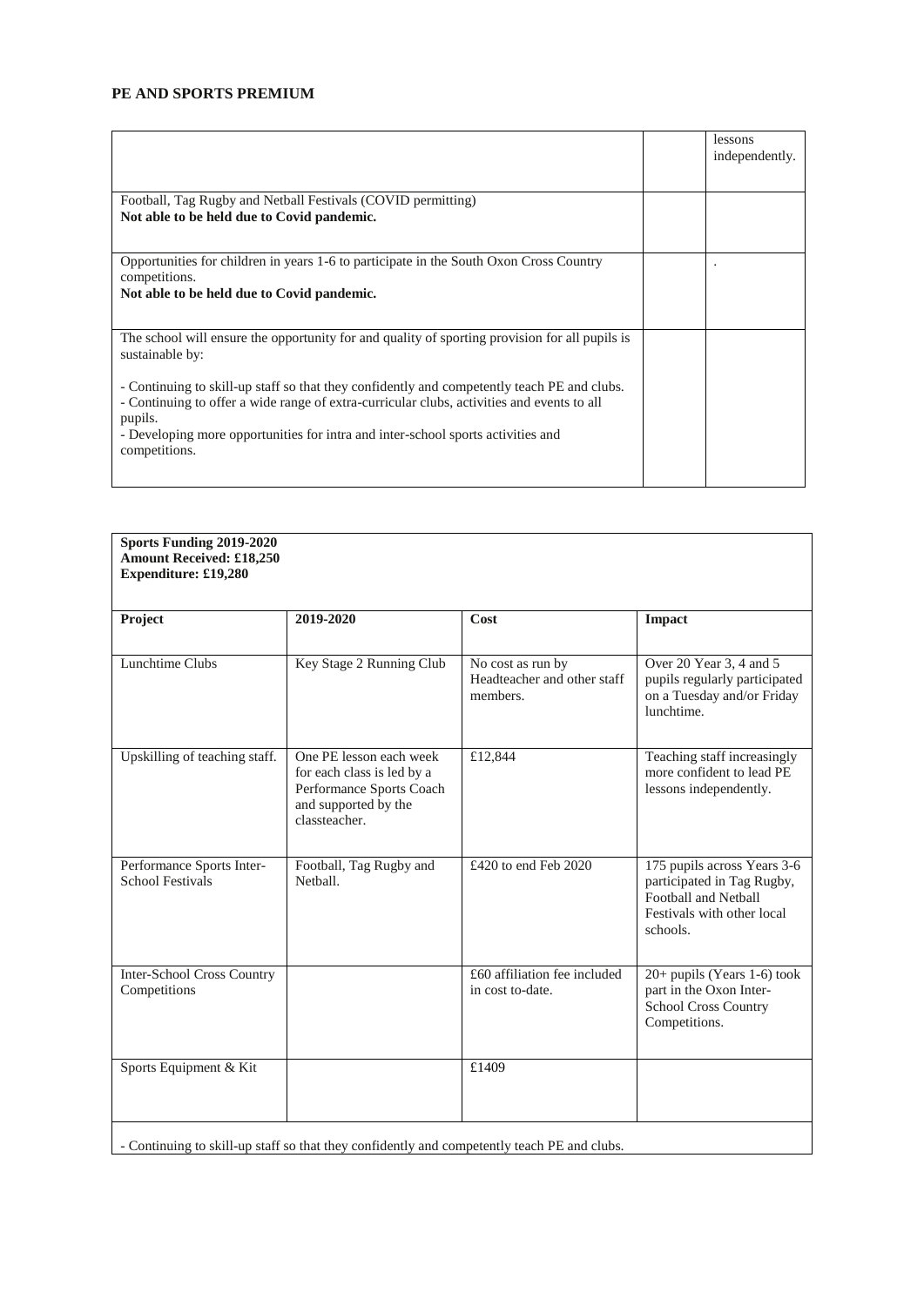## PE AND SPORTS PREMIUM

| | | |
|---|---|---|
| | | lessons independently. |
| Football, Tag Rugby and Netball Festivals (COVID permitting)<br>**Not able to be held due to Covid pandemic.** | | |
| Opportunities for children in years 1-6 to participate in the South Oxon Cross Country competitions.<br>**Not able to be held due to Covid pandemic.** | | . |
| The school will ensure the opportunity for and quality of sporting provision for all pupils is sustainable by:<br><br>- Continuing to skill-up staff so that they confidently and competently teach PE and clubs.<br>- Continuing to offer a wide range of extra-curricular clubs, activities and events to all pupils.<br>- Developing more opportunities for intra and inter-school sports activities and competitions. | | |

**Sports Funding 2019-2020**
**Amount Received: £18,250**
**Expenditure: £19,280**

| **Project** | **2019-2020** | **Cost** | **Impact** |
|---|---|---|---|
| Lunchtime Clubs | Key Stage 2 Running Club | No cost as run by Headteacher and other staff members. | Over 20 Year 3, 4 and 5 pupils regularly participated on a Tuesday and/or Friday lunchtime. |
| Upskilling of teaching staff. | One PE lesson each week for each class is led by a Performance Sports Coach and supported by the classteacher. | £12,844 | Teaching staff increasingly more confident to lead PE lessons independently. |
| Performance Sports Inter-School Festivals | Football, Tag Rugby and Netball. | £420 to end Feb 2020 | 175 pupils across Years 3-6 participated in Tag Rugby, Football and Netball Festivals with other local schools. |
| Inter-School Cross Country Competitions | | £60 affiliation fee included in cost to-date. | 20+ pupils (Years 1-6) took part in the Oxon Inter-School Cross Country Competitions. |
| Sports Equipment & Kit | | £1409 | |
| - Continuing to skill-up staff so that they confidently and competently teach PE and clubs. | | | |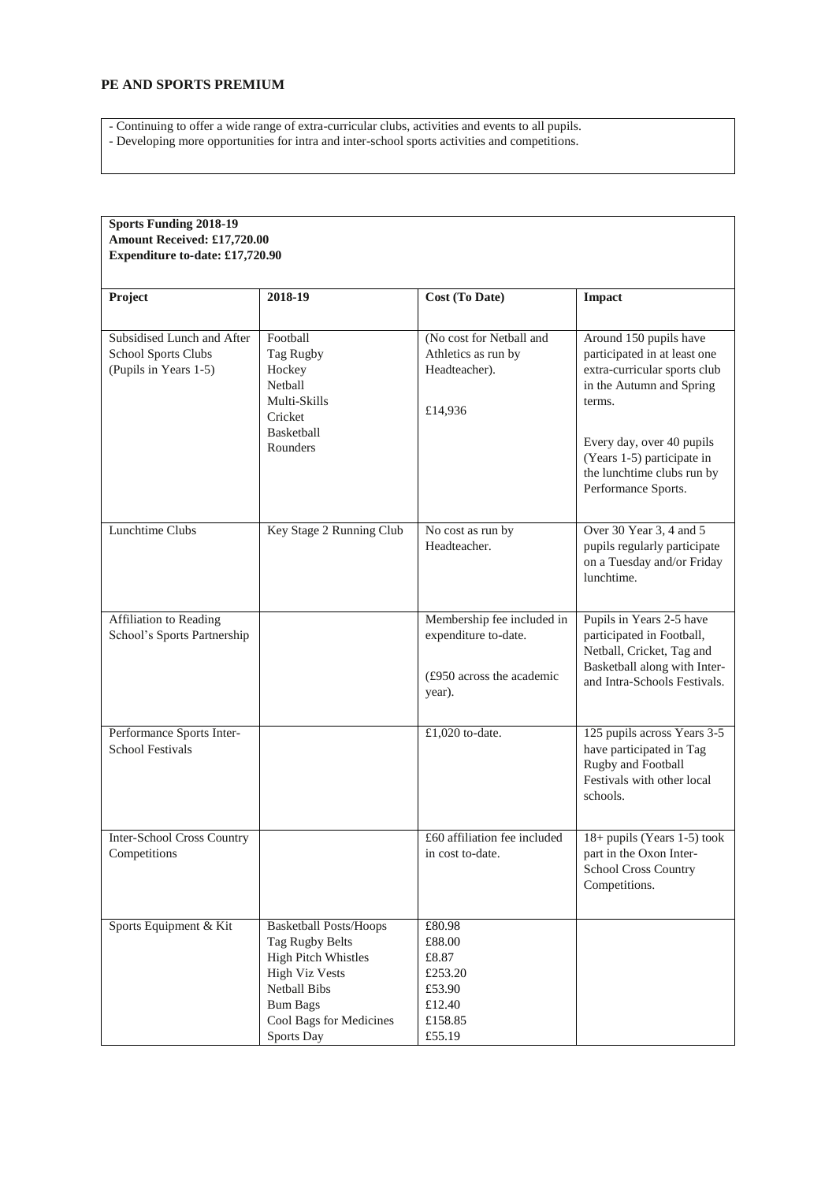**PE AND SPORTS PREMIUM**

- Continuing to offer a wide range of extra-curricular clubs, activities and events to all pupils.
- Developing more opportunities for intra and inter-school sports activities and competitions.

**Sports Funding 2018-19**
**Amount Received: £17,720.00**
**Expenditure to-date: £17,720.90**

| Project | 2018-19 | Cost (To Date) | Impact |
|---|---|---|---|
| Subsidised Lunch and After School Sports Clubs (Pupils in Years 1-5) | Football<br>Tag Rugby<br>Hockey<br>Netball<br>Multi-Skills<br>Cricket<br>Basketball<br>Rounders | (No cost for Netball and Athletics as run by Headteacher).<br><br>£14,936 | Around 150 pupils have participated in at least one extra-curricular sports club in the Autumn and Spring terms.<br><br>Every day, over 40 pupils (Years 1-5) participate in the lunchtime clubs run by Performance Sports. |
| Lunchtime Clubs | Key Stage 2 Running Club | No cost as run by Headteacher. | Over 30 Year 3, 4 and 5 pupils regularly participate on a Tuesday and/or Friday lunchtime. |
| Affiliation to Reading School's Sports Partnership | | Membership fee included in expenditure to-date.<br><br>(£950 across the academic year). | Pupils in Years 2-5 have participated in Football, Netball, Cricket, Tag and Basketball along with Inter- and Intra-Schools Festivals. |
| Performance Sports Inter-School Festivals | | £1,020 to-date. | 125 pupils across Years 3-5 have participated in Tag Rugby and Football Festivals with other local schools. |
| Inter-School Cross Country Competitions | | £60 affiliation fee included in cost to-date. | 18+ pupils (Years 1-5) took part in the Oxon Inter-School Cross Country Competitions. |
| Sports Equipment & Kit | Basketball Posts/Hoops<br>Tag Rugby Belts<br>High Pitch Whistles<br>High Viz Vests<br>Netball Bibs<br>Bum Bags<br>Cool Bags for Medicines<br>Sports Day | £80.98<br>£88.00<br>£8.87<br>£253.20<br>£53.90<br>£12.40<br>£158.85<br>£55.19 | |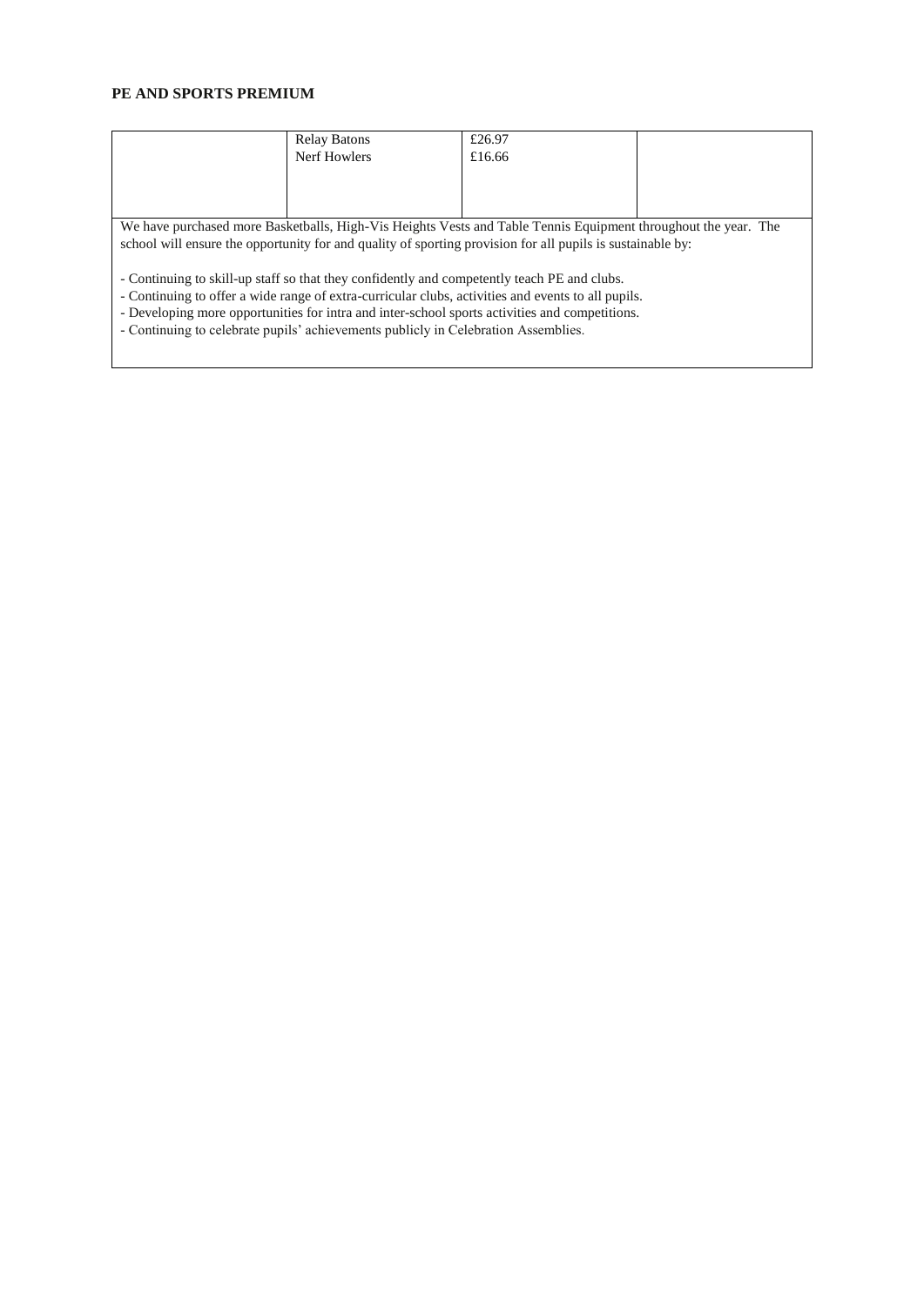**PE AND SPORTS PREMIUM**

| | | | |
|---|---|---|---|
| | Relay Batons<br>Nerf Howlers | £26.97<br>£16.66 | |

We have purchased more Basketballs, High-Vis Heights Vests and Table Tennis Equipment throughout the year. The school will ensure the opportunity for and quality of sporting provision for all pupils is sustainable by:

- Continuing to skill-up staff so that they confidently and competently teach PE and clubs.
- Continuing to offer a wide range of extra-curricular clubs, activities and events to all pupils.
- Developing more opportunities for intra and inter-school sports activities and competitions.
- Continuing to celebrate pupils' achievements publicly in Celebration Assemblies.